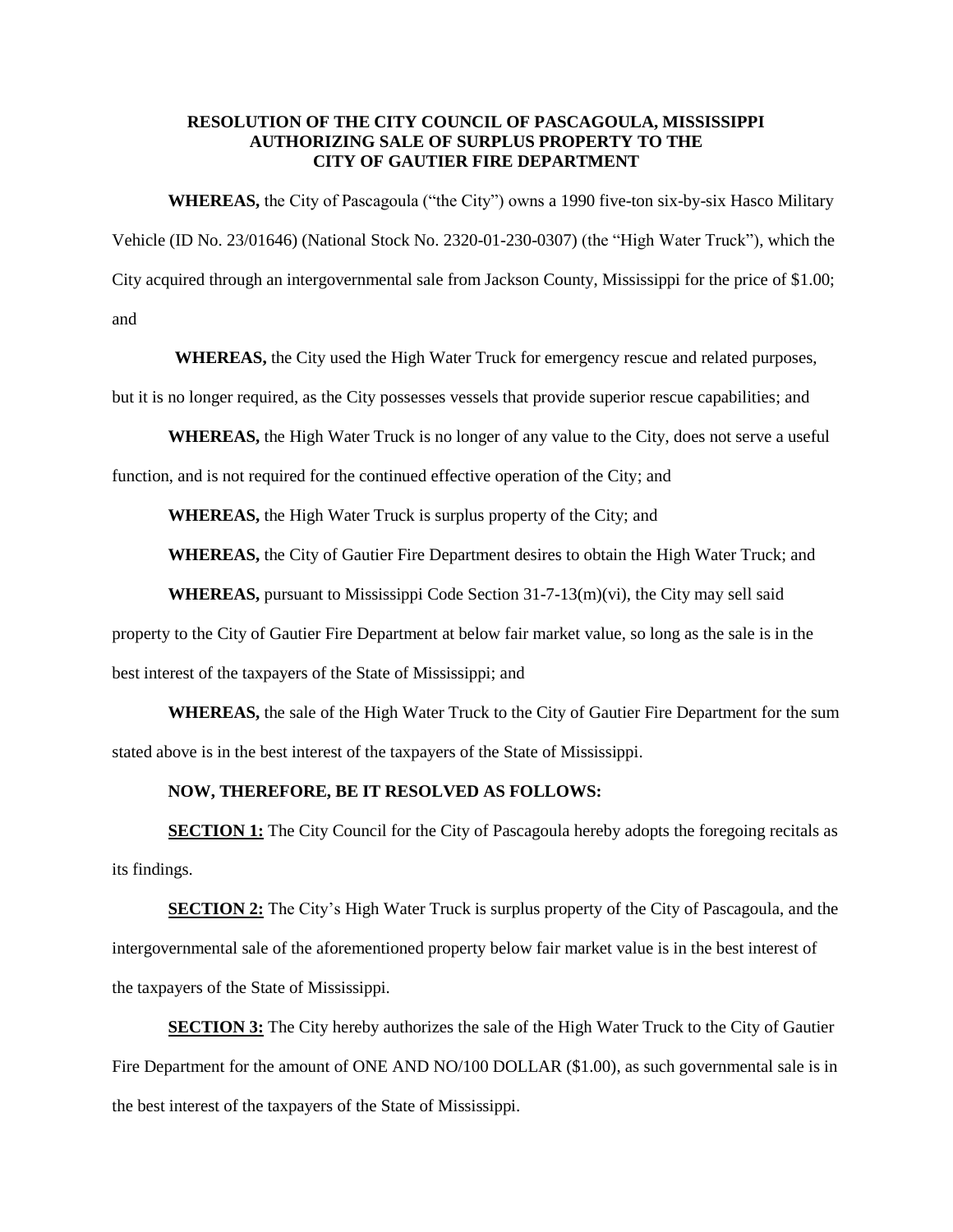# RESOLUTION OF THE CITY COUNCIL OF PASCAGOULA, MISSISSIPPI AUTHORIZING SALE OF SURPLUS PROPERTY TO THE CITY OF GAUTIER FIRE DEPARTMENT

**WHEREAS,** the City of Pascagoula ("the City") owns a 1990 five-ton six-by-six Hasco Military Vehicle (ID No. 23/01646) (National Stock No. 2320-01-230-0307) (the "High Water Truck"), which the City acquired through an intergovernmental sale from Jackson County, Mississippi for the price of $1.00; and

**WHEREAS,** the City used the High Water Truck for emergency rescue and related purposes, but it is no longer required, as the City possesses vessels that provide superior rescue capabilities; and

**WHEREAS,** the High Water Truck is no longer of any value to the City, does not serve a useful function, and is not required for the continued effective operation of the City; and

**WHEREAS,** the High Water Truck is surplus property of the City; and

**WHEREAS,** the City of Gautier Fire Department desires to obtain the High Water Truck; and

**WHEREAS,** pursuant to Mississippi Code Section 31-7-13(m)(vi), the City may sell said property to the City of Gautier Fire Department at below fair market value, so long as the sale is in the best interest of the taxpayers of the State of Mississippi; and

**WHEREAS,** the sale of the High Water Truck to the City of Gautier Fire Department for the sum stated above is in the best interest of the taxpayers of the State of Mississippi.

**NOW, THEREFORE, BE IT RESOLVED AS FOLLOWS:**

**SECTION 1:** The City Council for the City of Pascagoula hereby adopts the foregoing recitals as its findings.

**SECTION 2:** The City's High Water Truck is surplus property of the City of Pascagoula, and the intergovernmental sale of the aforementioned property below fair market value is in the best interest of the taxpayers of the State of Mississippi.

**SECTION 3:** The City hereby authorizes the sale of the High Water Truck to the City of Gautier Fire Department for the amount of ONE AND NO/100 DOLLAR ($1.00), as such governmental sale is in the best interest of the taxpayers of the State of Mississippi.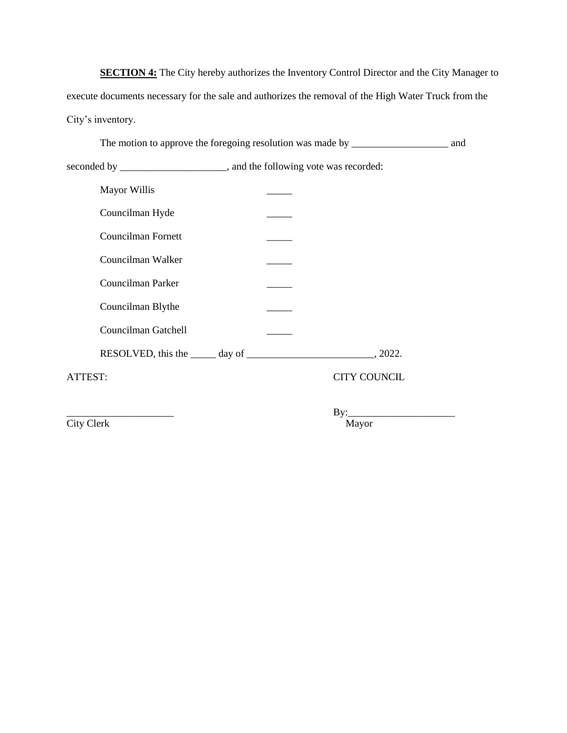**SECTION 4:** The City hereby authorizes the Inventory Control Director and the City Manager to execute documents necessary for the sale and authorizes the removal of the High Water Truck from the City's inventory.

The motion to approve the foregoing resolution was made by ___________________ and seconded by _____________________, and the following vote was recorded:

| | |
|---|---|
| Mayor Willis | _____ |
| Councilman Hyde | _____ |
| Councilman Fornett | _____ |
| Councilman Walker | _____ |
| Councilman Parker | _____ |
| Councilman Blythe | _____ |
| Councilman Gatchell | _____ |

RESOLVED, this the _____ day of _________________________, 2022.

ATTEST: CITY COUNCIL

_____________________ By:_____________________

City Clerk Mayor